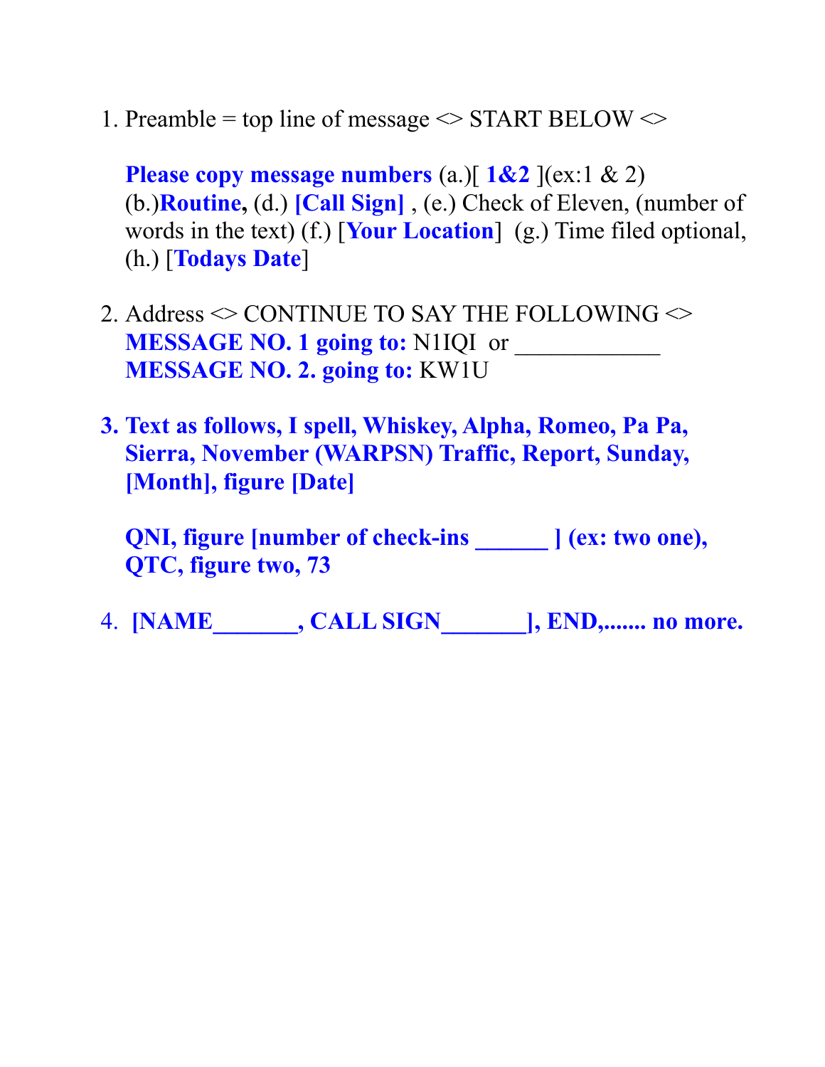1. Preamble = top line of message <> START BELOW <>

   **Please copy message numbers** (a.)[ **1&2** ](ex:1 & 2) (b.)**Routine,** (d.) **[Call Sign]** , (e.) Check of Eleven, (number of words in the text) (f.) [**Your Location**]  (g.) Time filed optional, (h.) [**Todays Date**]

2. Address <> CONTINUE TO SAY THE FOLLOWING <>
   **MESSAGE NO. 1 going to:** N1IQI  or ____________
   **MESSAGE NO. 2. going to:** KW1U

3. **Text as follows, I spell, Whiskey, Alpha, Romeo, Pa Pa, Sierra, November (WARPSN) Traffic, Report, Sunday, [Month], figure [Date]**

   **QNI, figure [number of check-ins ______ ] (ex: two one), QTC, figure two, 73**

4. **[NAME_______, CALL SIGN_______], END,....... no more.**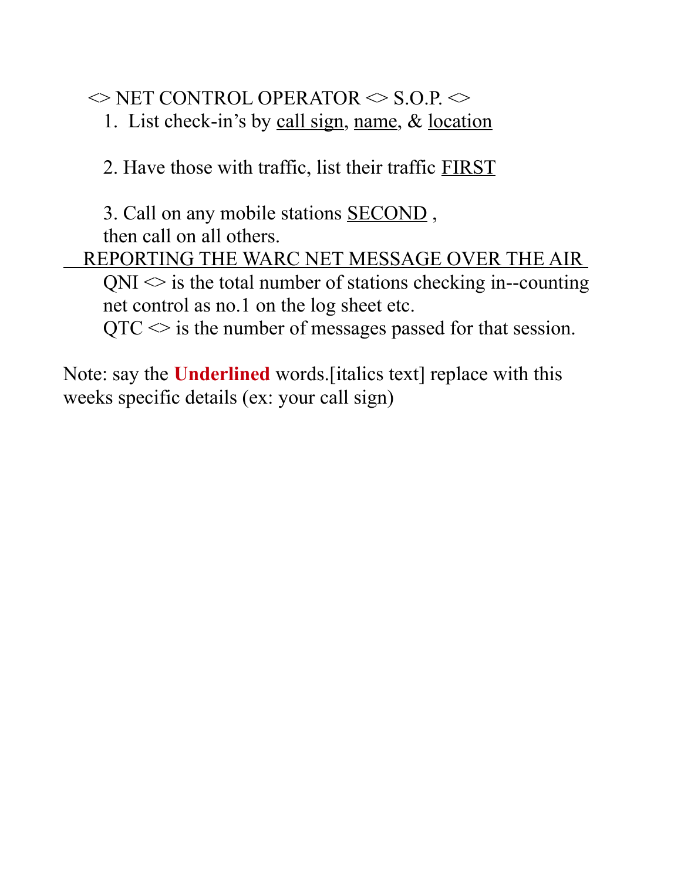<> NET CONTROL OPERATOR <> S.O.P. <>

1. List check-in's by <u>call sign</u>, <u>name</u>, & <u>location</u>

2. Have those with traffic, list their traffic <u>FIRST</u>

3. Call on any mobile stations <u>SECOND</u> , then call on all others.

<u>REPORTING THE WARC NET MESSAGE OVER THE AIR</u>

QNI <> is the total number of stations checking in--counting net control as no.1 on the log sheet etc.

QTC <> is the number of messages passed for that session.

Note: say the **Underlined** words.[italics text] replace with this weeks specific details (ex: your call sign)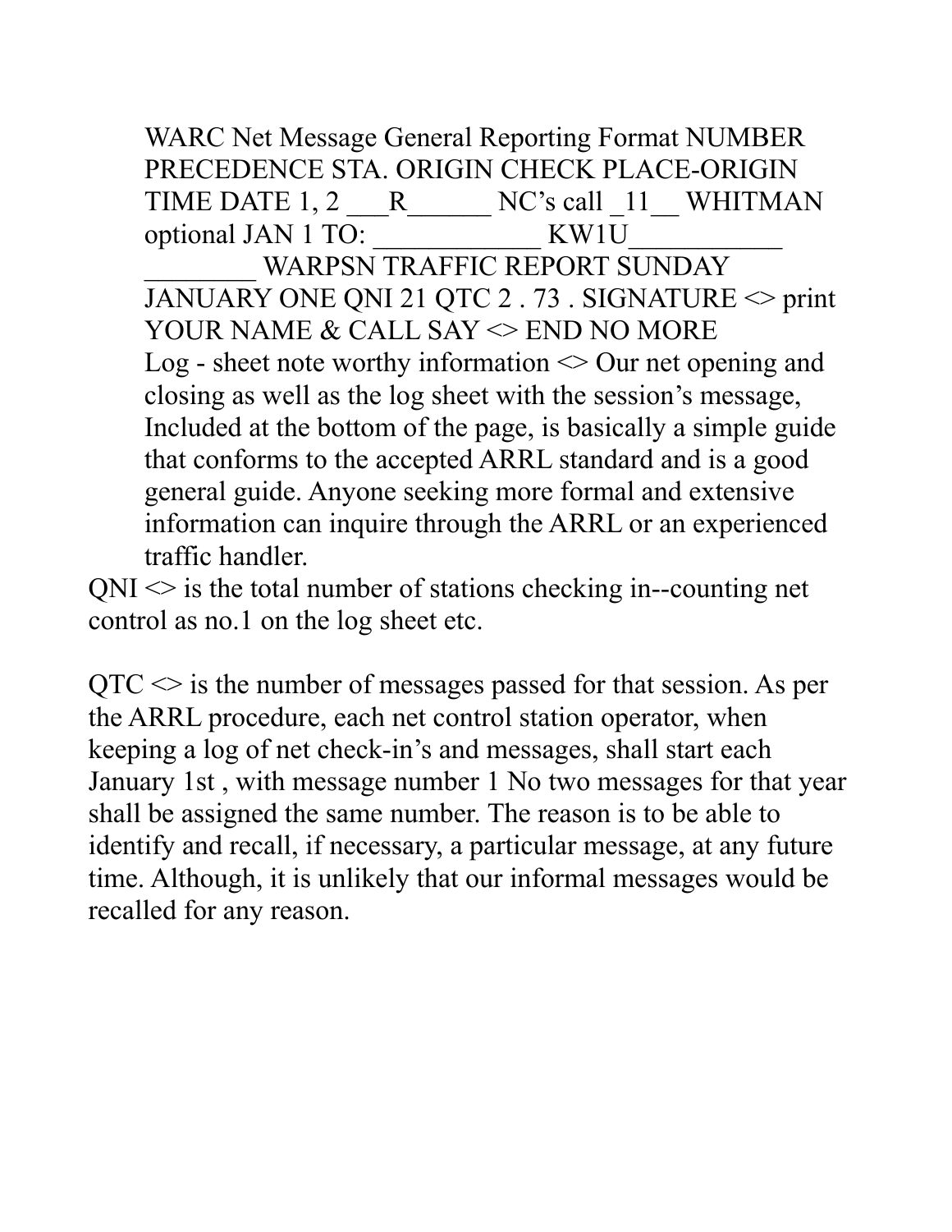WARC Net Message General Reporting Format NUMBER PRECEDENCE STA. ORIGIN CHECK PLACE-ORIGIN TIME DATE 1, 2 ___R______ NC's call _11__ WHITMAN optional JAN 1 TO: ____________ KW1U___________ ________ WARPSN TRAFFIC REPORT SUNDAY JANUARY ONE QNI 21 QTC 2 . 73 . SIGNATURE <> print YOUR NAME & CALL SAY <> END NO MORE Log - sheet note worthy information <> Our net opening and closing as well as the log sheet with the session's message, Included at the bottom of the page, is basically a simple guide that conforms to the accepted ARRL standard and is a good general guide. Anyone seeking more formal and extensive information can inquire through the ARRL or an experienced traffic handler.

QNI <> is the total number of stations checking in--counting net control as no.1 on the log sheet etc.

QTC <> is the number of messages passed for that session. As per the ARRL procedure, each net control station operator, when keeping a log of net check-in's and messages, shall start each January 1st , with message number 1 No two messages for that year shall be assigned the same number. The reason is to be able to identify and recall, if necessary, a particular message, at any future time. Although, it is unlikely that our informal messages would be recalled for any reason.